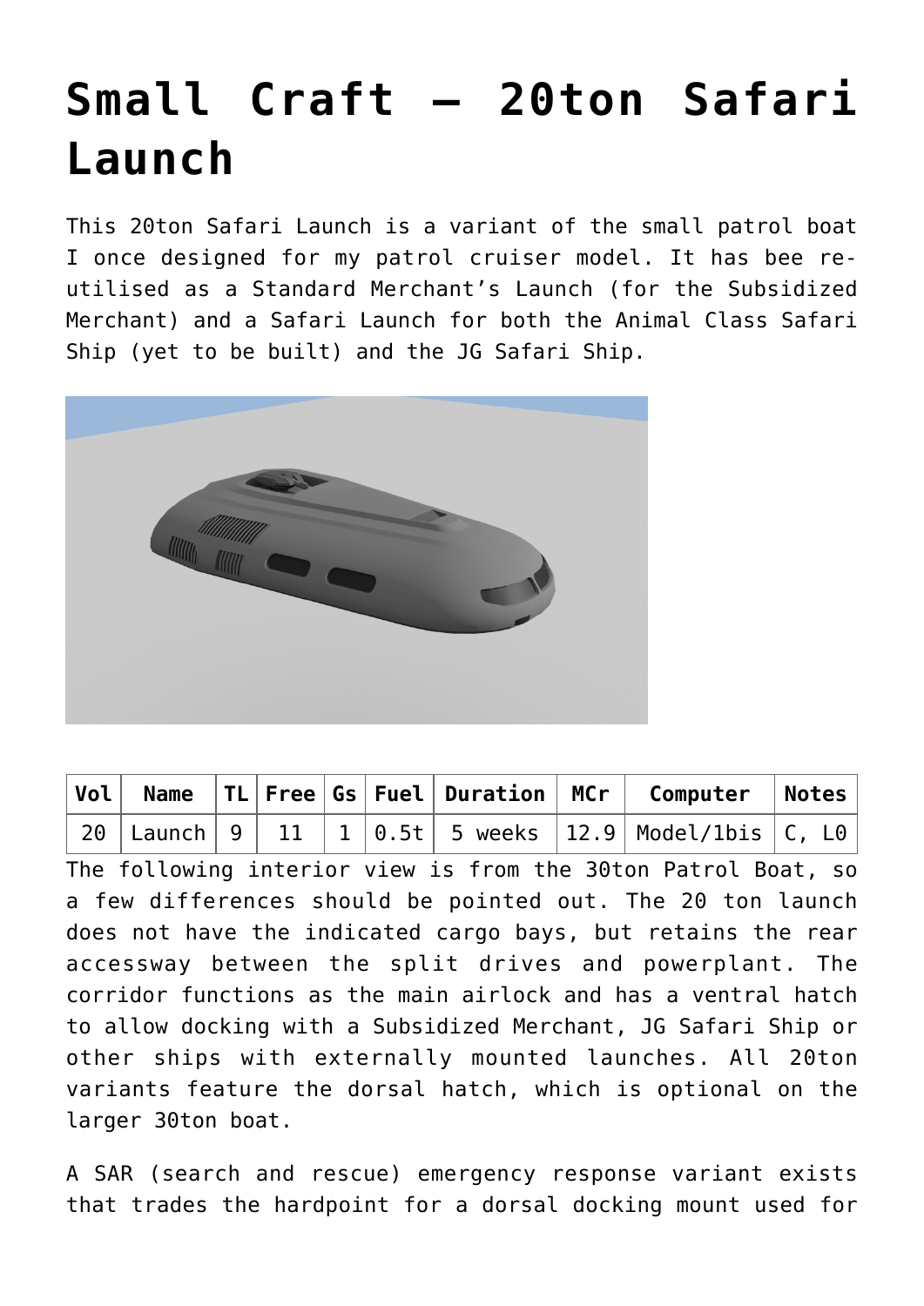# Small Craft – 20ton Safari Launch

This 20ton Safari Launch is a variant of the small patrol boat I once designed for my patrol cruiser model. It has bee re-utilised as a Standard Merchant's Launch (for the Subsidized Merchant) and a Safari Launch for both the Animal Class Safari Ship (yet to be built) and the JG Safari Ship.

| Vol | Name | TL | Free | Gs | Fuel | Duration | MCr | Computer | Notes |
|---|---|---|---|---|---|---|---|---|---|
| 20 | Launch | 9 | 11 | 1 | 0.5t | 5 weeks | 12.9 | Model/1bis | C, L0 |

The following interior view is from the 30ton Patrol Boat, so a few differences should be pointed out. The 20 ton launch does not have the indicated cargo bays, but retains the rear accessway between the split drives and powerplant. The corridor functions as the main airlock and has a ventral hatch to allow docking with a Subsidized Merchant, JG Safari Ship or other ships with externally mounted launches. All 20ton variants feature the dorsal hatch, which is optional on the larger 30ton boat.

A SAR (search and rescue) emergency response variant exists that trades the hardpoint for a dorsal docking mount used for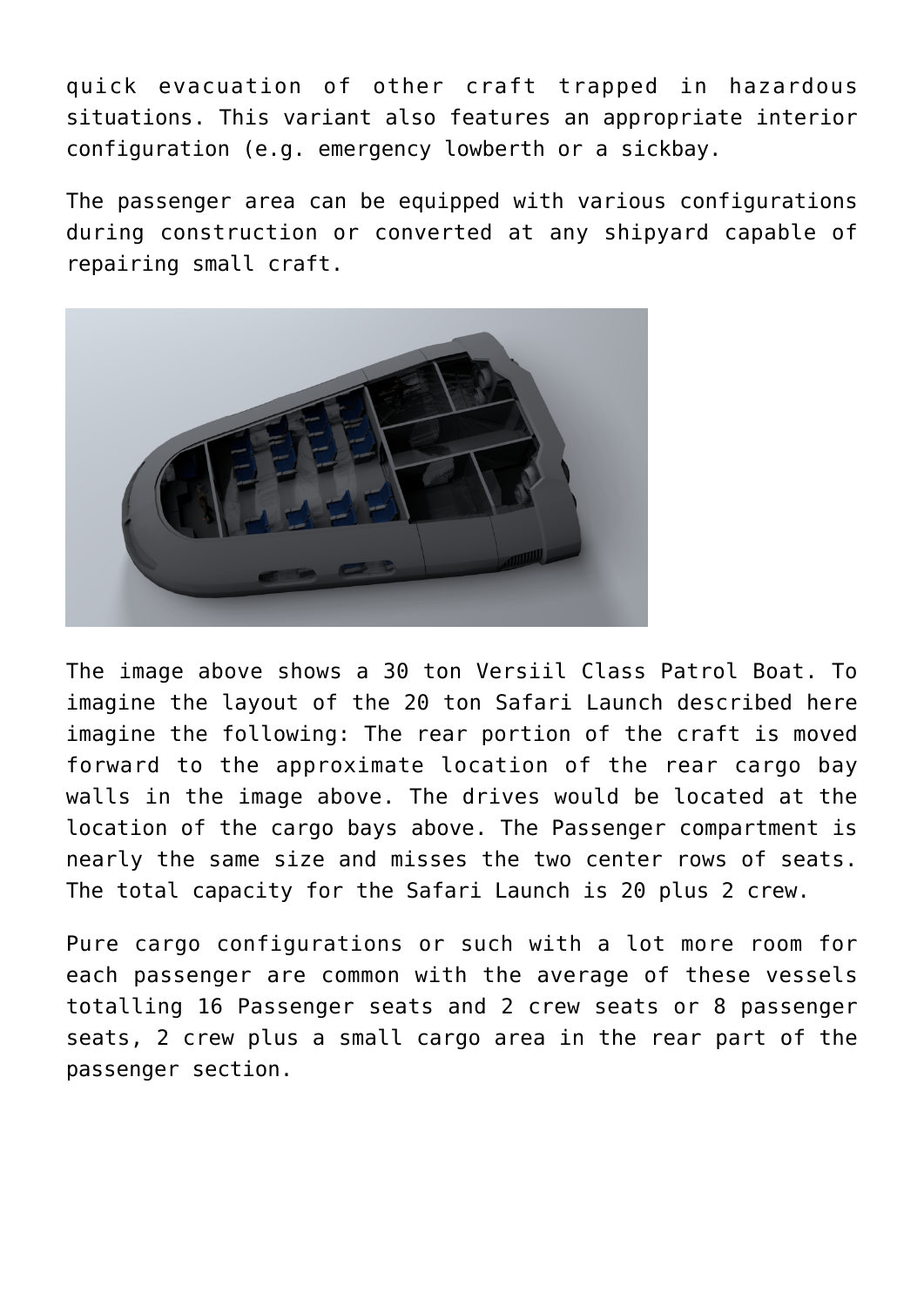quick evacuation of other craft trapped in hazardous situations. This variant also features an appropriate interior configuration (e.g. emergency lowberth or a sickbay.

The passenger area can be equipped with various configurations during construction or converted at any shipyard capable of repairing small craft.

The image above shows a 30 ton Versiil Class Patrol Boat. To imagine the layout of the 20 ton Safari Launch described here imagine the following: The rear portion of the craft is moved forward to the approximate location of the rear cargo bay walls in the image above. The drives would be located at the location of the cargo bays above. The Passenger compartment is nearly the same size and misses the two center rows of seats. The total capacity for the Safari Launch is 20 plus 2 crew.

Pure cargo configurations or such with a lot more room for each passenger are common with the average of these vessels totalling 16 Passenger seats and 2 crew seats or 8 passenger seats, 2 crew plus a small cargo area in the rear part of the passenger section.